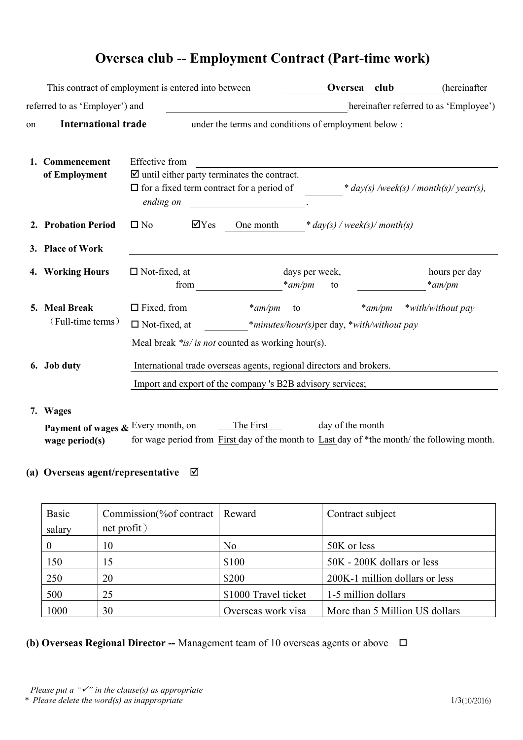# Oversea club -- Employment Contract (Part-time work)

This contract of employment is entered into between **Oversea club** (hereinafter referred to as 'Employer') and ____________________ (hereinafter referred to as 'Employee') on **International trade** under the terms and conditions of employment below :

**1. Commencement of Employment**

Effective from ____________________

☑ until either party terminates the contract.

☐ for a fixed term contract for a period of ________ * *day(s) /week(s) / month(s)/ year(s), ending on* ____________________.

**2. Probation Period**

☐ No ☑Yes One month * *day(s) / week(s)/ month(s)*

**3. Place of Work**

____________________

**4. Working Hours**

☐ Not-fixed, at ____________ days per week, ____________ hours per day from ____________ *\*am/pm* to ____________ *\*am/pm*

**5. Meal Break** （Full-time terms）

☐ Fixed, from ________ *\*am/pm* to ________ *\*am/pm* *\*with/without pay*

☐ Not-fixed, at ________ *\*minutes/hour(s)*per day, *\*with/without pay*

Meal break *\*is/ is not* counted as working hour(s).

**6. Job duty**

International trade overseas agents, regional directors and brokers.

Import and export of the company 's B2B advisory services;

**7. Wages**

**Payment of wages & wage period(s)** Every month, on The First day of the month for wage period from First day of the month to Last day of *the month/ the following month.

**(a) Overseas agent/representative** ☑

| Basic salary | Commission(%of contract net profit ) | Reward | Contract subject |
|---|---|---|---|
| 0 | 10 | No | 50K or less |
| 150 | 15 | $100 | 50K - 200K dollars or less |
| 250 | 20 | $200 | 200K-1 million dollars or less |
| 500 | 25 | $1000 Travel ticket | 1-5 million dollars |
| 1000 | 30 | Overseas work visa | More than 5 Million US dollars |

**(b) Overseas Regional Director --** Management team of 10 overseas agents or above ☐

*Please put a "✓" in the clause(s) as appropriate*

\* *Please delete the word(s) as inappropriate*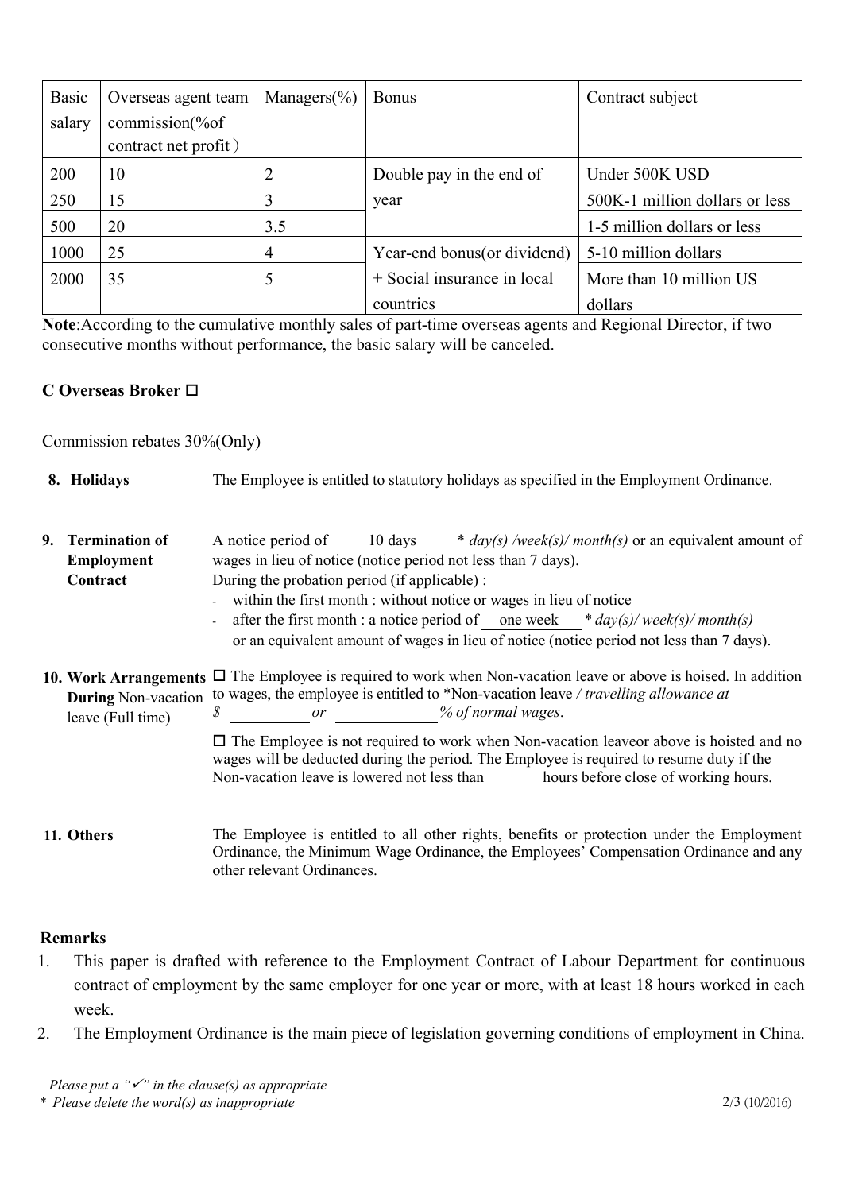| Basic salary | Overseas agent team commission(%of contract net profit ) | Managers(%) | Bonus | Contract subject |
|---|---|---|---|---|
| 200 | 10 | 2 | Double pay in the end of year | Under 500K USD |
| 250 | 15 | 3 | | 500K-1 million dollars or less |
| 500 | 20 | 3.5 | | 1-5 million dollars or less |
| 1000 | 25 | 4 | Year-end bonus(or dividend) + Social insurance in local countries | 5-10 million dollars |
| 2000 | 35 | 5 | | More than 10 million US dollars |

**Note**:According to the cumulative monthly sales of part-time overseas agents and Regional Director, if two consecutive months without performance, the basic salary will be canceled.

**C Overseas Broker ☐**

Commission rebates 30%(Only)

**8. Holidays**

The Employee is entitled to statutory holidays as specified in the Employment Ordinance.

**9. Termination of Employment Contract**

A notice period of 10 days \* *day(s) /week(s)/ month(s)* or an equivalent amount of wages in lieu of notice (notice period not less than 7 days).

During the probation period (if applicable) :

- within the first month : without notice or wages in lieu of notice
- after the first month : a notice period of one week \* *day(s)/ week(s)/ month(s)* or an equivalent amount of wages in lieu of notice (notice period not less than 7 days).

**10. Work Arrangements During** Non-vacation leave (Full time)

☐ The Employee is required to work when Non-vacation leave or above is hoised. In addition to wages, the employee is entitled to \*Non-vacation leave */ travelling allowance at $ ________ or ____________% of normal wages*.

☐ The Employee is not required to work when Non-vacation leaveor above is hoisted and no wages will be deducted during the period. The Employee is required to resume duty if the Non-vacation leave is lowered not less than ______ hours before close of working hours.

**11. Others**

The Employee is entitled to all other rights, benefits or protection under the Employment Ordinance, the Minimum Wage Ordinance, the Employees' Compensation Ordinance and any other relevant Ordinances.

**Remarks**

1. This paper is drafted with reference to the Employment Contract of Labour Department for continuous contract of employment by the same employer for one year or more, with at least 18 hours worked in each week.
2. The Employment Ordinance is the main piece of legislation governing conditions of employment in China.

*Please put a "✓" in the clause(s) as appropriate*

\* *Please delete the word(s) as inappropriate*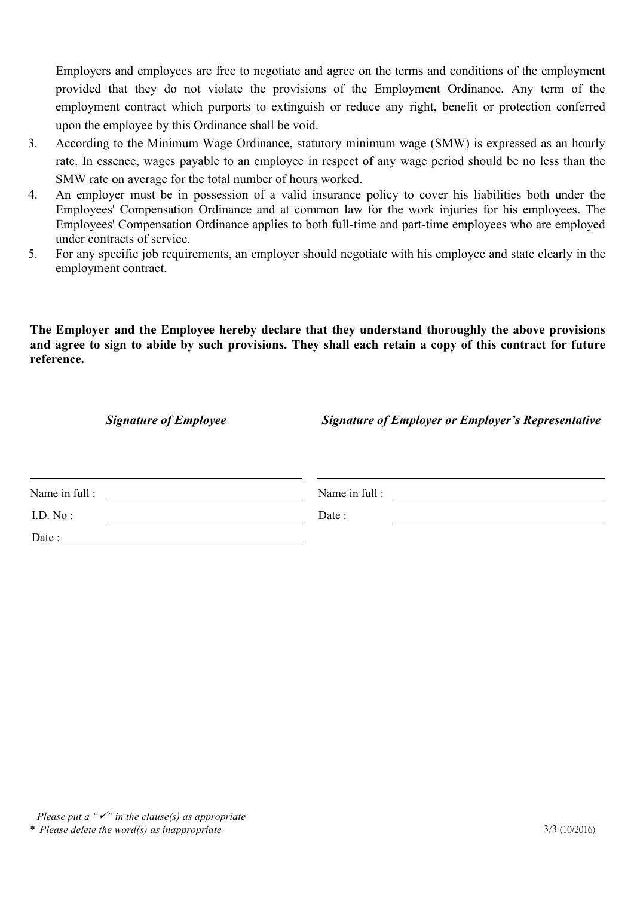Employers and employees are free to negotiate and agree on the terms and conditions of the employment provided that they do not violate the provisions of the Employment Ordinance. Any term of the employment contract which purports to extinguish or reduce any right, benefit or protection conferred upon the employee by this Ordinance shall be void.

3. According to the Minimum Wage Ordinance, statutory minimum wage (SMW) is expressed as an hourly rate. In essence, wages payable to an employee in respect of any wage period should be no less than the SMW rate on average for the total number of hours worked.
4. An employer must be in possession of a valid insurance policy to cover his liabilities both under the Employees' Compensation Ordinance and at common law for the work injuries for his employees. The Employees' Compensation Ordinance applies to both full-time and part-time employees who are employed under contracts of service.
5. For any specific job requirements, an employer should negotiate with his employee and state clearly in the employment contract.

**The Employer and the Employee hereby declare that they understand thoroughly the above provisions and agree to sign to abide by such provisions. They shall each retain a copy of this contract for future reference.**

| ***Signature of Employee*** | ***Signature of Employer or Employer's Representative*** |
|---|---|
| ______________________________ | ______________________________ |
| Name in full : ______________________ | Name in full : ______________________ |
| I.D. No : ______________________ | Date : ______________________ |
| Date : ______________________ | |

*Please put a "✓" in the clause(s) as appropriate*

\* *Please delete the word(s) as inappropriate*

(10/2016)